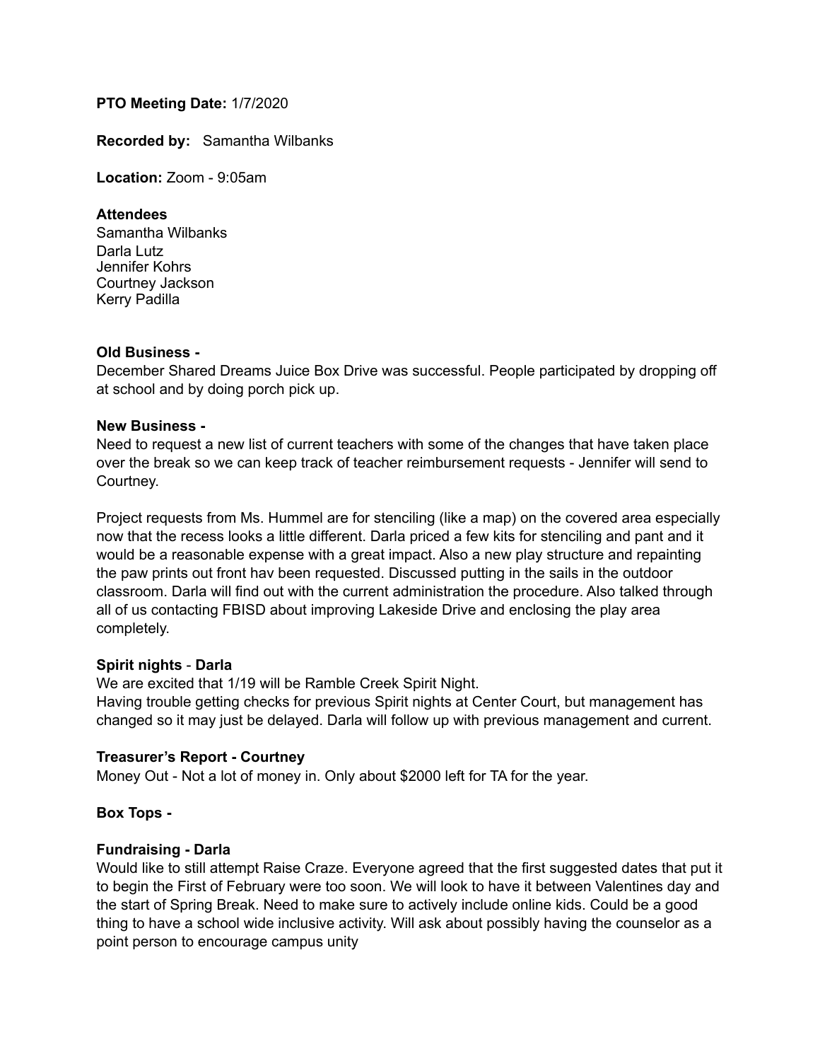**PTO Meeting Date:** 1/7/2020

**Recorded by:** Samantha Wilbanks

**Location:** Zoom - 9:05am

**Attendees**
Samantha Wilbanks
Darla Lutz
Jennifer Kohrs
Courtney Jackson
Kerry Padilla

**Old Business -**
December Shared Dreams Juice Box Drive was successful. People participated by dropping off at school and by doing porch pick up.

**New Business -**
Need to request a new list of current teachers with some of the changes that have taken place over the break so we can keep track of teacher reimbursement requests - Jennifer will send to Courtney.

Project requests from Ms. Hummel are for stenciling (like a map) on the covered area especially now that the recess looks a little different. Darla priced a few kits for stenciling and pant and it would be a reasonable expense with a great impact. Also a new play structure and repainting the paw prints out front hav been requested. Discussed putting in the sails in the outdoor classroom. Darla will find out with the current administration the procedure. Also talked through all of us contacting FBISD about improving Lakeside Drive and enclosing the play area completely.

**Spirit nights** - **Darla**
We are excited that 1/19 will be Ramble Creek Spirit Night.
Having trouble getting checks for previous Spirit nights at Center Court, but management has changed so it may just be delayed. Darla will follow up with previous management and current.

**Treasurer's Report - Courtney**
Money Out - Not a lot of money in. Only about $2000 left for TA for the year.

**Box Tops -**

**Fundraising - Darla**
Would like to still attempt Raise Craze. Everyone agreed that the first suggested dates that put it to begin the First of February were too soon. We will look to have it between Valentines day and the start of Spring Break. Need to make sure to actively include online kids. Could be a good thing to have a school wide inclusive activity. Will ask about possibly having the counselor as a point person to encourage campus unity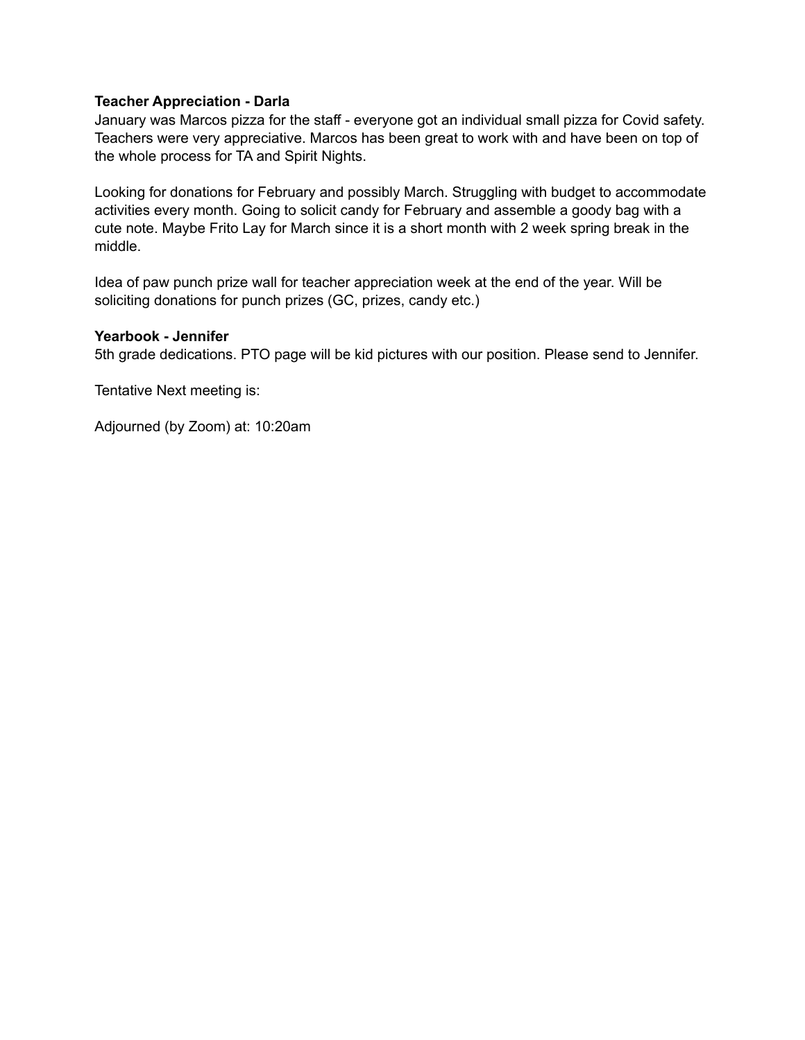**Teacher Appreciation - Darla**

January was Marcos pizza for the staff - everyone got an individual small pizza for Covid safety. Teachers were very appreciative. Marcos has been great to work with and have been on top of the whole process for TA and Spirit Nights.

Looking for donations for February and possibly March. Struggling with budget to accommodate activities every month. Going to solicit candy for February and assemble a goody bag with a cute note. Maybe Frito Lay for March since it is a short month with 2 week spring break in the middle.

Idea of paw punch prize wall for teacher appreciation week at the end of the year. Will be soliciting donations for punch prizes (GC, prizes, candy etc.)

**Yearbook - Jennifer**

5th grade dedications. PTO page will be kid pictures with our position. Please send to Jennifer.

Tentative Next meeting is:

Adjourned (by Zoom) at: 10:20am